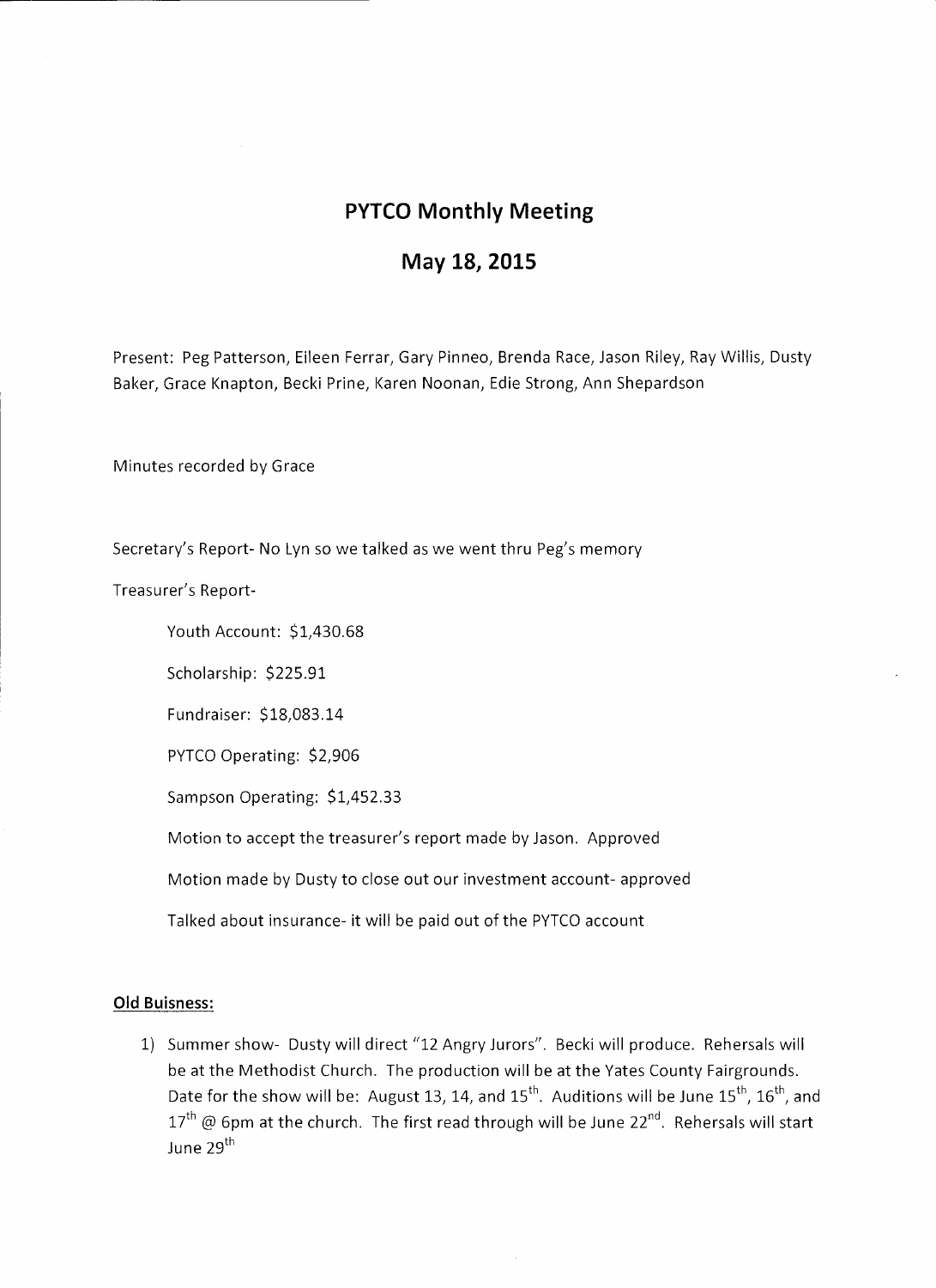# PYTCO Monthly Meeting

## May 18, 2015

Present: Peg Patterson, Eileen Ferrar, Gary Pinneo, Brenda Race, Jason Riley, Ray Willis, Dusty Baker, Grace Knapton, Becki Prine, Karen Noonan, Edie Strong, Ann Shepardson

Minutes recorded by Grace

Secretary's Report- No Lyn so we talked as we went thru Peg's memory

Treasurer's Report-

Youth Account: $1,430.68

Scholarship: $225.91

Fundraiser: $18,083.14

PYTCO Operating: $2,906

Sampson Operating: $1,452.33

Motion to accept the treasurer's report made by Jason. Approved

Motion made by Dusty to close out our investment account- approved

Talked about insurance- it will be paid out of the PYTCO account

**Old Buisness:**

1) Summer show- Dusty will direct "12 Angry Jurors". Becki will produce. Rehersals will be at the Methodist Church. The production will be at the Yates County Fairgrounds. Date for the show will be: August 13, 14, and 15th. Auditions will be June 15th, 16th, and 17th @ 6pm at the church. The first read through will be June 22nd. Rehersals will start June 29th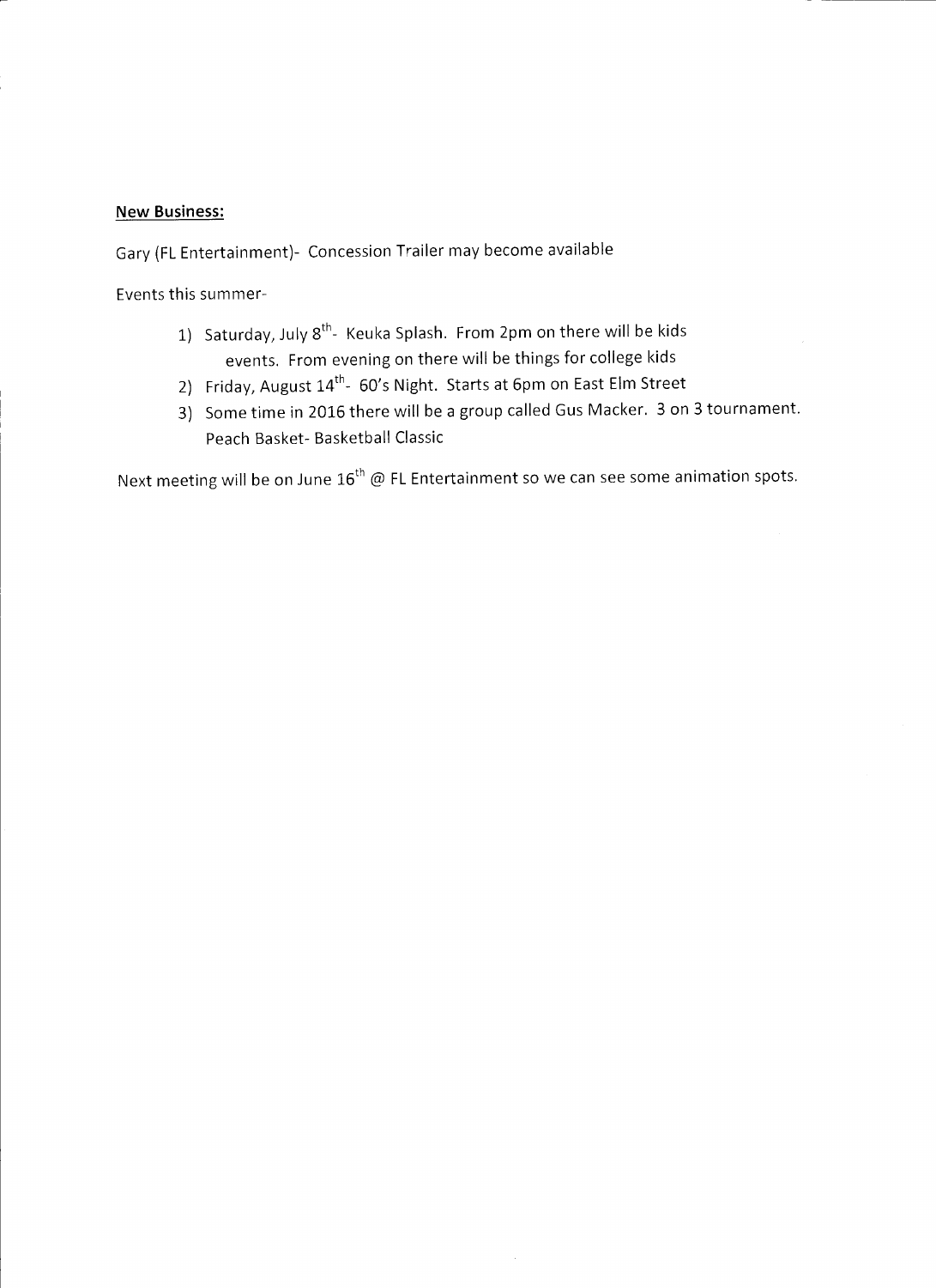**New Business:**

Gary (FL Entertainment)- Concession Trailer may become available

Events this summer-

1) Saturday, July 8th- Keuka Splash. From 2pm on there will be kids events. From evening on there will be things for college kids
2) Friday, August 14th- 60's Night. Starts at 6pm on East Elm Street
3) Some time in 2016 there will be a group called Gus Macker. 3 on 3 tournament. Peach Basket- Basketball Classic

Next meeting will be on June 16th @ FL Entertainment so we can see some animation spots.